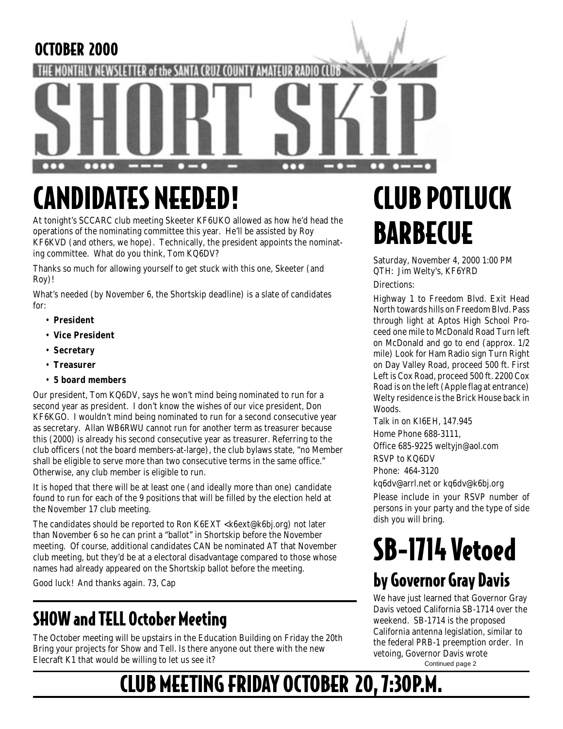OCTOBER 2000

THE MONTHLY NEWSLETTER of the SANTA CRUZ COUNTY AMATEUR RADIO CLUB

# SHORT SKiP

# CANDIDATES NEEDED!

At tonight's SCCARC club meeting Skeeter KF6UKO allowed as how he'd head the operations of the nominating committee this year. He'll be assisted by Roy KF6KVD (and others, we hope). Technically, the president appoints the nominating committee. What do you think, Tom KQ6DV?

Thanks so much for allowing yourself to get stuck with this one, Skeeter (and Roy)!

What's needed (by November 6, the Shortskip deadline) is a slate of candidates for:

- **President**
- **Vice President**
- **Secretary**
- **Treasurer**
- **5 board members**

Our president, Tom KQ6DV, says he won't mind being nominated to run for a second year as president. I don't know the wishes of our vice president, Don KF6KGO. I wouldn't mind being nominated to run for a second consecutive year as secretary. Allan WB6RWU cannot run for another term as treasurer because this (2000) is already his second consecutive year as treasurer. Referring to the club officers (not the board members-at-large), the club bylaws state, "no Member shall be eligible to serve more than two consecutive terms in the same office." Otherwise, any club member is eligible to run.

It is hoped that there will be at least one (and ideally more than one) candidate found to run for each of the 9 positions that will be filled by the election held at the November 17 club meeting.

The candidates should be reported to Ron K6EXT <k6ext@k6bj.org) not later than November 6 so he can print a "ballot" in Shortskip before the November meeting. Of course, additional candidates CAN be nominated AT that November club meeting, but they'd be at a electoral disadvantage compared to those whose names had already appeared on the Shortskip ballot before the meeting.

Good luck! And thanks again. 73, Cap

## SHOW and TELL October Meeting

The October meeting will be upstairs in the Education Building on Friday the 20th Bring your projects for Show and Tell. Is there anyone out there with the new Elecraft K1 that would be willing to let us see it?

# CLUB POTLUCK BARBECUE

Saturday, November 4, 2000 1:00 PM
QTH: Jim Welty's, KF6YRD

Directions:

Highway 1 to Freedom Blvd. Exit Head North towards hills on Freedom Blvd. Pass through light at Aptos High School Proceed one mile to McDonald Road Turn left on McDonald and go to end (approx. 1/2 mile) Look for Ham Radio sign Turn Right on Day Valley Road, proceed 500 ft. First Left is Cox Road, proceed 500 ft. 2200 Cox Road is on the left (Apple flag at entrance) Welty residence is the Brick House back in Woods.

Talk in on KI6EH, 147.945

Home Phone 688-3111,

Office 685-9225 weltyjn@aol.com

RSVP to KQ6DV

Phone: 464-3120

kq6dv@arrl.net or kq6dv@k6bj.org

Please include in your RSVP number of persons in your party and the type of side dish you will bring.

# SB-1714 Vetoed

## by Governor Gray Davis

We have just learned that Governor Gray Davis vetoed California SB-1714 over the weekend. SB-1714 is the proposed California antenna legislation, similar to the federal PRB-1 preemption order. In vetoing, Governor Davis wrote

Continued page 2

# CLUB MEETING FRIDAY OCTOBER 20, 7:30P.M.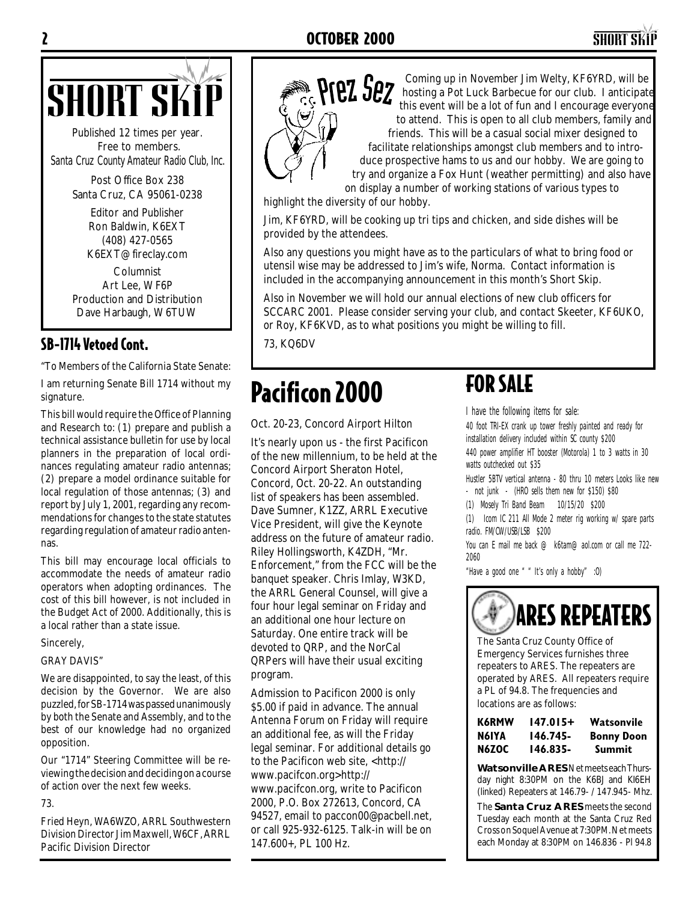# SHORT SKiP

Published 12 times per year.
Free to members.
Santa Cruz County Amateur Radio Club, Inc.

Post Office Box 238
Santa Cruz, CA 95061-0238

Editor and Publisher
Ron Baldwin, K6EXT
(408) 427-0565
K6EXT@fireclay.com

Columnist
Art Lee, WF6P
Production and Distribution
Dave Harbaugh, W6TUW

## SB-1714 Vetoed Cont.

"To Members of the California State Senate:

I am returning Senate Bill 1714 without my signature.

This bill would require the Office of Planning and Research to: (1) prepare and publish a technical assistance bulletin for use by local planners in the preparation of local ordinances regulating amateur radio antennas; (2) prepare a model ordinance suitable for local regulation of those antennas; (3) and report by July 1, 2001, regarding any recommendations for changes to the state statutes regarding regulation of amateur radio antennas.

This bill may encourage local officials to accommodate the needs of amateur radio operators when adopting ordinances. The cost of this bill however, is not included in the Budget Act of 2000. Additionally, this is a local rather than a state issue.

Sincerely,

GRAY DAVIS"

We are disappointed, to say the least, of this decision by the Governor. We are also puzzled, for SB-1714 was passed unanimously by both the Senate and Assembly, and to the best of our knowledge had no organized opposition.

Our "1714" Steering Committee will be reviewing the decision and deciding on a course of action over the next few weeks.

73.

Fried Heyn, WA6WZO, ARRL Southwestern Division Director Jim Maxwell, W6CF, ARRL Pacific Division Director

## Prez Sez

Coming up in November Jim Welty, KF6YRD, will be hosting a Pot Luck Barbecue for our club. I anticipate this event will be a lot of fun and I encourage everyone to attend. This is open to all club members, family and friends. This will be a casual social mixer designed to facilitate relationships amongst club members and to introduce prospective hams to us and our hobby. We are going to try and organize a Fox Hunt (weather permitting) and also have on display a number of working stations of various types to highlight the diversity of our hobby.

Jim, KF6YRD, will be cooking up tri tips and chicken, and side dishes will be provided by the attendees.

Also any questions you might have as to the particulars of what to bring food or utensil wise may be addressed to Jim's wife, Norma. Contact information is included in the accompanying announcement in this month's Short Skip.

Also in November we will hold our annual elections of new club officers for SCCARC 2001. Please consider serving your club, and contact Skeeter, KF6UKO, or Roy, KF6KVD, as to what positions you might be willing to fill.

73, KQ6DV

# Pacificon 2000

Oct. 20-23, Concord Airport Hilton

It's nearly upon us - the first Pacificon of the new millennium, to be held at the Concord Airport Sheraton Hotel, Concord, Oct. 20-22. An outstanding list of speakers has been assembled. Dave Sumner, K1ZZ, ARRL Executive Vice President, will give the Keynote address on the future of amateur radio. Riley Hollingsworth, K4ZDH, "Mr. Enforcement," from the FCC will be the banquet speaker. Chris Imlay, W3KD, the ARRL General Counsel, will give a four hour legal seminar on Friday and an additional one hour lecture on Saturday. One entire track will be devoted to QRP, and the NorCal QRPers will have their usual exciting program.

Admission to Pacificon 2000 is only $5.00 if paid in advance. The annual Antenna Forum on Friday will require an additional fee, as will the Friday legal seminar. For additional details go to the Pacificon web site, <http://www.pacifcon.org>http://www.pacifcon.org, write to Pacificon 2000, P.O. Box 272613, Concord, CA 94527, email to paccon00@pacbell.net, or call 925-932-6125. Talk-in will be on 147.600+, PL 100 Hz.

# FOR SALE

I have the following items for sale:

40 foot TRI-EX crank up tower freshly painted and ready for installation delivery included within SC county $200

440 power amplifier HT booster (Motorola) 1 to 3 watts in 30 watts outchecked out $35

Hustler 5BTV vertical antenna - 80 thru 10 meters Looks like new - not junk - (HRO sells them new for $150) $80

(1) Mosely Tri Band Beam 10/15/20 $200

(1) Icom IC 211 All Mode 2 meter rig working w/ spare parts radio. FM/CW/USB/LSB $200

You can E mail me back @ k6tam@aol.com or call me 722-2060

"Have a good one " " It's only a hobby" :O)

# ARES REPEATERS

The Santa Cruz County Office of Emergency Services furnishes three repeaters to ARES. The repeaters are operated by ARES. All repeaters require a PL of 94.8. The frequencies and locations are as follows:

| | | |
|---|---|---|
| **K6RMW** | **147.015+** | **Watsonville** |
| **N6IYA** | **146.745-** | **Bonny Doon** |
| **N6ZOC** | **146.835-** | **Summit** |

**Watsonville ARES** Net meets each Thursday night 8:30PM on the K6BJ and KI6EH (linked) Repeaters at 146.79- / 147.945- Mhz.

The **Santa Cruz ARES** meets the second Tuesday each month at the Santa Cruz Red Cross on Soquel Avenue at 7:30PM. Net meets each Monday at 8:30PM on 146.836 - Pl 94.8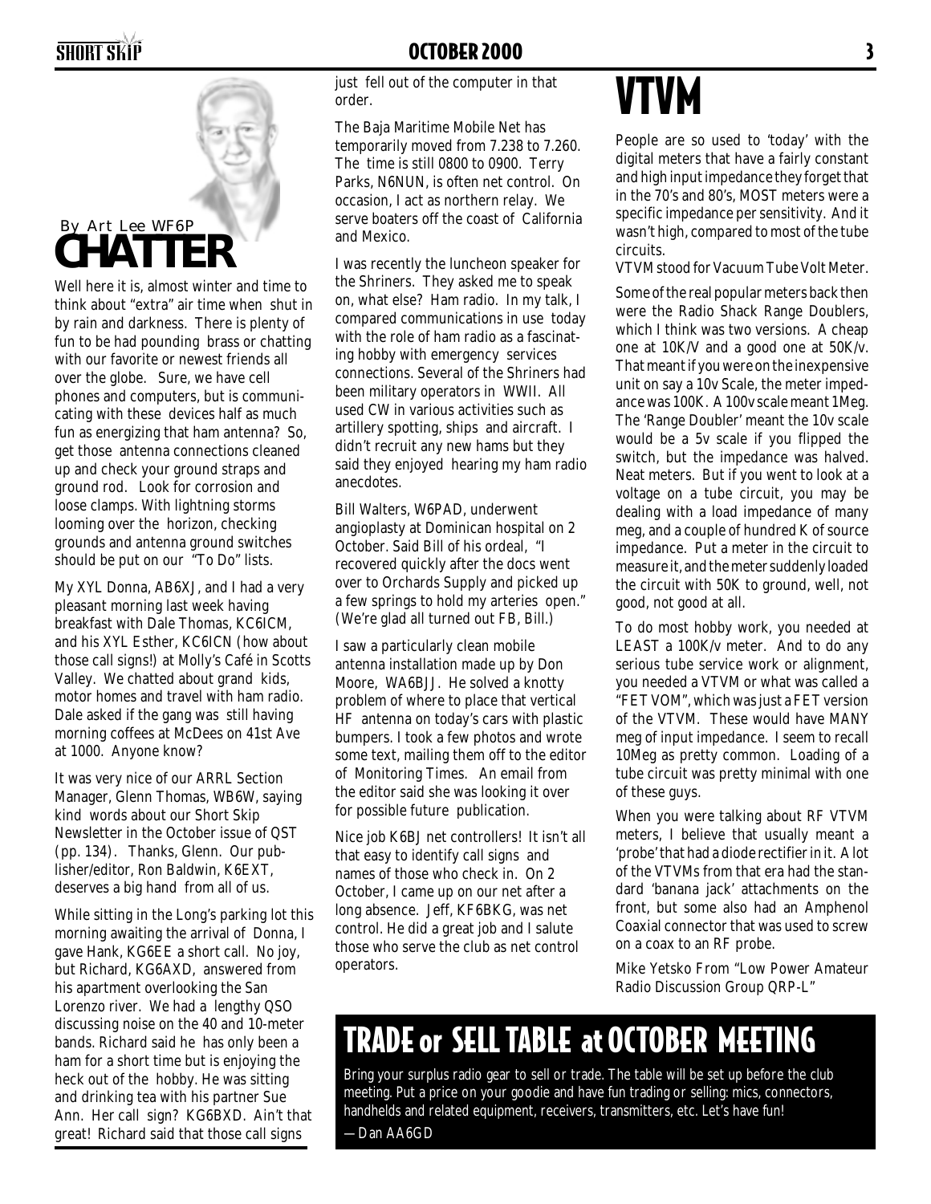## CHATTER

By Art Lee WF6P

Well here it is, almost winter and time to think about "extra" air time when shut in by rain and darkness. There is plenty of fun to be had pounding brass or chatting with our favorite or newest friends all over the globe. Sure, we have cell phones and computers, but is communicating with these devices half as much fun as energizing that ham antenna? So, get those antenna connections cleaned up and check your ground straps and ground rod. Look for corrosion and loose clamps. With lightning storms looming over the horizon, checking grounds and antenna ground switches should be put on our "To Do" lists.

My XYL Donna, AB6XJ, and I had a very pleasant morning last week having breakfast with Dale Thomas, KC6ICM, and his XYL Esther, KC6ICN (how about those call signs!) at Molly's Café in Scotts Valley. We chatted about grand kids, motor homes and travel with ham radio. Dale asked if the gang was still having morning coffees at McDees on 41st Ave at 1000. Anyone know?

It was very nice of our ARRL Section Manager, Glenn Thomas, WB6W, saying kind words about our Short Skip Newsletter in the October issue of QST (pp. 134). Thanks, Glenn. Our publisher/editor, Ron Baldwin, K6EXT, deserves a big hand from all of us.

While sitting in the Long's parking lot this morning awaiting the arrival of Donna, I gave Hank, KG6EE a short call. No joy, but Richard, KG6AXD, answered from his apartment overlooking the San Lorenzo river. We had a lengthy QSO discussing noise on the 40 and 10-meter bands. Richard said he has only been a ham for a short time but is enjoying the heck out of the hobby. He was sitting and drinking tea with his partner Sue Ann. Her call sign? KG6BXD. Ain't that great! Richard said that those call signs just fell out of the computer in that order.

The Baja Maritime Mobile Net has temporarily moved from 7.238 to 7.260. The time is still 0800 to 0900. Terry Parks, N6NUN, is often net control. On occasion, I act as northern relay. We serve boaters off the coast of California and Mexico.

I was recently the luncheon speaker for the Shriners. They asked me to speak on, what else? Ham radio. In my talk, I compared communications in use today with the role of ham radio as a fascinating hobby with emergency services connections. Several of the Shriners had been military operators in WWII. All used CW in various activities such as artillery spotting, ships and aircraft. I didn't recruit any new hams but they said they enjoyed hearing my ham radio anecdotes.

Bill Walters, W6PAD, underwent angioplasty at Dominican hospital on 2 October. Said Bill of his ordeal, "I recovered quickly after the docs went over to Orchards Supply and picked up a few springs to hold my arteries open." (We're glad all turned out FB, Bill.)

I saw a particularly clean mobile antenna installation made up by Don Moore, WA6BJJ. He solved a knotty problem of where to place that vertical HF antenna on today's cars with plastic bumpers. I took a few photos and wrote some text, mailing them off to the editor of Monitoring Times. An email from the editor said she was looking it over for possible future publication.

Nice job K6BJ net controllers! It isn't all that easy to identify call signs and names of those who check in. On 2 October, I came up on our net after a long absence. Jeff, KF6BKG, was net control. He did a great job and I salute those who serve the club as net control operators.

# VTVM

People are so used to 'today' with the digital meters that have a fairly constant and high input impedance they forget that in the 70's and 80's, MOST meters were a specific impedance per sensitivity. And it wasn't high, compared to most of the tube circuits.

VTVM stood for Vacuum Tube Volt Meter.

Some of the real popular meters back then were the Radio Shack Range Doublers, which I think was two versions. A cheap one at 10K/V and a good one at 50K/v. That meant if you were on the inexpensive unit on say a 10v Scale, the meter impedance was 100K. A 100v scale meant 1Meg. The 'Range Doubler' meant the 10v scale would be a 5v scale if you flipped the switch, but the impedance was halved. Neat meters. But if you went to look at a voltage on a tube circuit, you may be dealing with a load impedance of many meg, and a couple of hundred K of source impedance. Put a meter in the circuit to measure it, and the meter suddenly loaded the circuit with 50K to ground, well, not good, not good at all.

To do most hobby work, you needed at LEAST a 100K/v meter. And to do any serious tube service work or alignment, you needed a VTVM or what was called a "FET VOM", which was just a FET version of the VTVM. These would have MANY meg of input impedance. I seem to recall 10Meg as pretty common. Loading of a tube circuit was pretty minimal with one of these guys.

When you were talking about RF VTVM meters, I believe that usually meant a 'probe' that had a diode rectifier in it. A lot of the VTVMs from that era had the standard 'banana jack' attachments on the front, but some also had an Amphenol Coaxial connector that was used to screw on a coax to an RF probe.

Mike Yetsko From "Low Power Amateur Radio Discussion Group QRP-L"

## TRADE or SELL TABLE at OCTOBER MEETING

Bring your surplus radio gear to sell or trade. The table will be set up before the club meeting. Put a price on your goodie and have fun trading or selling: mics, connectors, handhelds and related equipment, receivers, transmitters, etc. Let's have fun!

—Dan AA6GD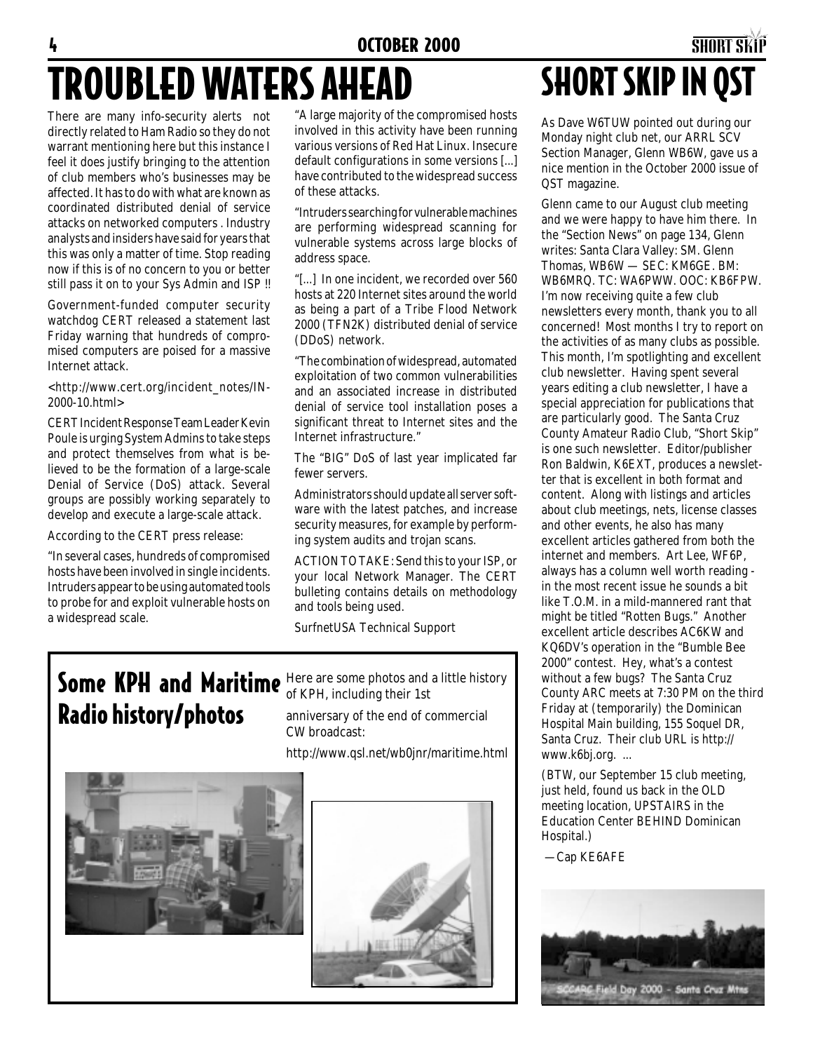# TROUBLED WATERS AHEAD

There are many info-security alerts not directly related to Ham Radio so they do not warrant mentioning here but this instance I feel it does justify bringing to the attention of club members who's businesses may be affected. It has to do with what are known as coordinated distributed denial of service attacks on networked computers . Industry analysts and insiders have said for years that this was only a matter of time. Stop reading now if this is of no concern to you or better still pass it on to your Sys Admin and ISP !!

Government-funded computer security watchdog CERT released a statement last Friday warning that hundreds of compromised computers are poised for a massive Internet attack.

<http://www.cert.org/incident_notes/IN-2000-10.html>

CERT Incident Response Team Leader Kevin Poule is urging System Admins to take steps and protect themselves from what is believed to be the formation of a large-scale Denial of Service (DoS) attack. Several groups are possibly working separately to develop and execute a large-scale attack.

According to the CERT press release:

"In several cases, hundreds of compromised hosts have been involved in single incidents. Intruders appear to be using automated tools to probe for and exploit vulnerable hosts on a widespread scale.

"A large majority of the compromised hosts involved in this activity have been running various versions of Red Hat Linux. Insecure default configurations in some versions [...] have contributed to the widespread success of these attacks.

"Intruders searching for vulnerable machines are performing widespread scanning for vulnerable systems across large blocks of address space.

"[...] In one incident, we recorded over 560 hosts at 220 Internet sites around the world as being a part of a Tribe Flood Network 2000 (TFN2K) distributed denial of service (DDoS) network.

"The combination of widespread, automated exploitation of two common vulnerabilities and an associated increase in distributed denial of service tool installation poses a significant threat to Internet sites and the Internet infrastructure."

The "BIG" DoS of last year implicated far fewer servers.

Administrators should update all server software with the latest patches, and increase security measures, for example by performing system audits and trojan scans.

ACTION TO TAKE: Send this to your ISP, or your local Network Manager. The CERT bulleting contains details on methodology and tools being used.

SurfnetUSA Technical Support

# SHORT SKIP IN QST

As Dave W6TUW pointed out during our Monday night club net, our ARRL SCV Section Manager, Glenn WB6W, gave us a nice mention in the October 2000 issue of QST magazine.

Glenn came to our August club meeting and we were happy to have him there. In the "Section News" on page 134, Glenn writes: Santa Clara Valley: SM. Glenn Thomas, WB6W — SEC: KM6GE. BM: WB6MRQ. TC: WA6PWW. OOC: KB6FPW. I'm now receiving quite a few club newsletters every month, thank you to all concerned! Most months I try to report on the activities of as many clubs as possible. This month, I'm spotlighting and excellent club newsletter. Having spent several years editing a club newsletter, I have a special appreciation for publications that are particularly good. The Santa Cruz County Amateur Radio Club, "Short Skip" is one such newsletter. Editor/publisher Ron Baldwin, K6EXT, produces a newsletter that is excellent in both format and content. Along with listings and articles about club meetings, nets, license classes and other events, he also has many excellent articles gathered from both the internet and members. Art Lee, WF6P, always has a column well worth reading - in the most recent issue he sounds a bit like T.O.M. in a mild-mannered rant that might be titled "Rotten Bugs." Another excellent article describes AC6KW and KQ6DV's operation in the "Bumble Bee 2000" contest. Hey, what's a contest without a few bugs? The Santa Cruz County ARC meets at 7:30 PM on the third Friday at (temporarily) the Dominican Hospital Main building, 155 Soquel DR, Santa Cruz. Their club URL is http://www.k6bj.org. ...

(BTW, our September 15 club meeting, just held, found us back in the OLD meeting location, UPSTAIRS in the Education Center BEHIND Dominican Hospital.)

—Cap KE6AFE

SCCARC Field Day 2000 - Santa Cruz Mtns

## Some KPH and Maritime Radio history/photos

Here are some photos and a little history of KPH, including their 1st anniversary of the end of commercial CW broadcast:

http://www.qsl.net/wb0jnr/maritime.html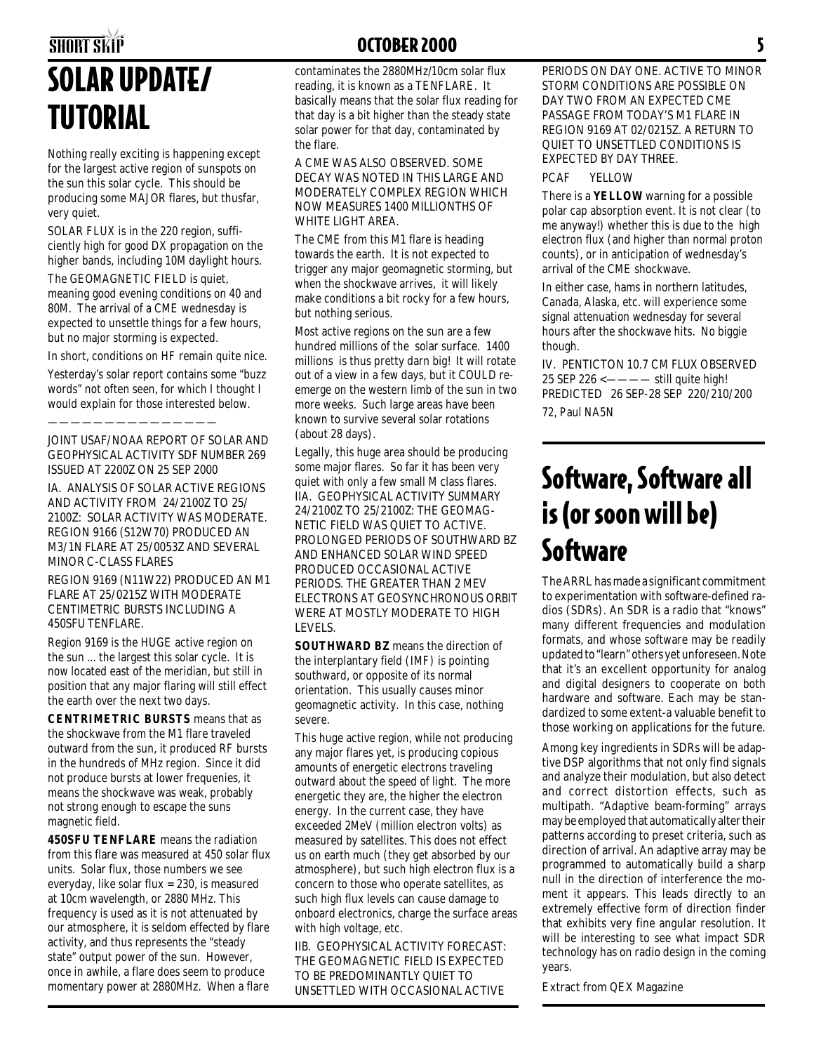# SOLAR UPDATE/ TUTORIAL

Nothing really exciting is happening except for the largest active region of sunspots on the sun this solar cycle. This should be producing some MAJOR flares, but thusfar, very quiet.

SOLAR FLUX is in the 220 region, sufficiently high for good DX propagation on the higher bands, including 10M daylight hours.

The GEOMAGNETIC FIELD is quiet, meaning good evening conditions on 40 and 80M. The arrival of a CME wednesday is expected to unsettle things for a few hours, but no major storming is expected.

In short, conditions on HF remain quite nice.

Yesterday's solar report contains some "buzz words" not often seen, for which I thought I would explain for those interested below.

———————————————

JOINT USAF/NOAA REPORT OF SOLAR AND GEOPHYSICAL ACTIVITY SDF NUMBER 269 ISSUED AT 2200Z ON 25 SEP 2000

IA. ANALYSIS OF SOLAR ACTIVE REGIONS AND ACTIVITY FROM 24/2100Z TO 25/2100Z: SOLAR ACTIVITY WAS MODERATE. REGION 9166 (S12W70) PRODUCED AN M3/1N FLARE AT 25/0053Z AND SEVERAL MINOR C-CLASS FLARES

REGION 9169 (N11W22) PRODUCED AN M1 FLARE AT 25/0215Z WITH MODERATE CENTIMETRIC BURSTS INCLUDING A 450SFU TENFLARE.

Region 9169 is the HUGE active region on the sun ... the largest this solar cycle. It is now located east of the meridian, but still in position that any major flaring will still effect the earth over the next two days.

**CENTRIMETRIC BURSTS** means that as the shockwave from the M1 flare traveled outward from the sun, it produced RF bursts in the hundreds of MHz region. Since it did not produce bursts at lower frequenies, it means the shockwave was weak, probably not strong enough to escape the suns magnetic field.

**450SFU TENFLARE** means the radiation from this flare was measured at 450 solar flux units. Solar flux, those numbers we see everyday, like solar flux = 230, is measured at 10cm wavelength, or 2880 MHz. This frequency is used as it is not attenuated by our atmosphere, it is seldom effected by flare activity, and thus represents the "steady state" output power of the sun. However, once in awhile, a flare does seem to produce momentary power at 2880MHz. When a flare contaminates the 2880MHz/10cm solar flux reading, it is known as a TENFLARE. It basically means that the solar flux reading for that day is a bit higher than the steady state solar power for that day, contaminated by the flare.

A CME WAS ALSO OBSERVED. SOME DECAY WAS NOTED IN THIS LARGE AND MODERATELY COMPLEX REGION WHICH NOW MEASURES 1400 MILLIONTHS OF WHITE LIGHT AREA.

The CME from this M1 flare is heading towards the earth. It is not expected to trigger any major geomagnetic storming, but when the shockwave arrives, it will likely make conditions a bit rocky for a few hours, but nothing serious.

Most active regions on the sun are a few hundred millions of the solar surface. 1400 millions is thus pretty darn big! It will rotate out of a view in a few days, but it COULD re-emerge on the western limb of the sun in two more weeks. Such large areas have been known to survive several solar rotations (about 28 days).

Legally, this huge area should be producing some major flares. So far it has been very quiet with only a few small M class flares.

IIA. GEOPHYSICAL ACTIVITY SUMMARY 24/2100Z TO 25/2100Z: THE GEOMAGNETIC FIELD WAS QUIET TO ACTIVE. PROLONGED PERIODS OF SOUTHWARD BZ AND ENHANCED SOLAR WIND SPEED PRODUCED OCCASIONAL ACTIVE PERIODS. THE GREATER THAN 2 MEV ELECTRONS AT GEOSYNCHRONOUS ORBIT WERE AT MOSTLY MODERATE TO HIGH LEVELS.

**SOUTHWARD BZ** means the direction of the interplantary field (IMF) is pointing southward, or opposite of its normal orientation. This usually causes minor geomagnetic activity. In this case, nothing severe.

This huge active region, while not producing any major flares yet, is producing copious amounts of energetic electrons traveling outward about the speed of light. The more energetic they are, the higher the electron energy. In the current case, they have exceeded 2MeV (million electron volts) as measured by satellites. This does not effect us on earth much (they get absorbed by our atmosphere), but such high electron flux is a concern to those who operate satellites, as such high flux levels can cause damage to onboard electronics, charge the surface areas with high voltage, etc.

IIB. GEOPHYSICAL ACTIVITY FORECAST: THE GEOMAGNETIC FIELD IS EXPECTED TO BE PREDOMINANTLY QUIET TO UNSETTLED WITH OCCASIONAL ACTIVE PERIODS ON DAY ONE. ACTIVE TO MINOR STORM CONDITIONS ARE POSSIBLE ON DAY TWO FROM AN EXPECTED CME PASSAGE FROM TODAY'S M1 FLARE IN REGION 9169 AT 02/0215Z. A RETURN TO QUIET TO UNSETTLED CONDITIONS IS EXPECTED BY DAY THREE.

PCAF YELLOW

There is a **YELLOW** warning for a possible polar cap absorption event. It is not clear (to me anyway!) whether this is due to the high electron flux (and higher than normal proton counts), or in anticipation of wednesday's arrival of the CME shockwave.

In either case, hams in northern latitudes, Canada, Alaska, etc. will experience some signal attenuation wednesday for several hours after the shockwave hits. No biggie though.

IV. PENTICTON 10.7 CM FLUX OBSERVED 25 SEP 226 <———— still quite high!
PREDICTED 26 SEP-28 SEP 220/210/200

72, Paul NA5N

# Software, Software all is (or soon will be) Software

The ARRL has made a significant commitment to experimentation with software-defined radios (SDRs). An SDR is a radio that "knows" many different frequencies and modulation formats, and whose software may be readily updated to "learn" others yet unforeseen. Note that it's an excellent opportunity for analog and digital designers to cooperate on both hardware and software. Each may be standardized to some extent-a valuable benefit to those working on applications for the future.

Among key ingredients in SDRs will be adaptive DSP algorithms that not only find signals and analyze their modulation, but also detect and correct distortion effects, such as multipath. "Adaptive beam-forming" arrays may be employed that automatically alter their patterns according to preset criteria, such as direction of arrival. An adaptive array may be programmed to automatically build a sharp null in the direction of interference the moment it appears. This leads directly to an extremely effective form of direction finder that exhibits very fine angular resolution. It will be interesting to see what impact SDR technology has on radio design in the coming years.

Extract from QEX Magazine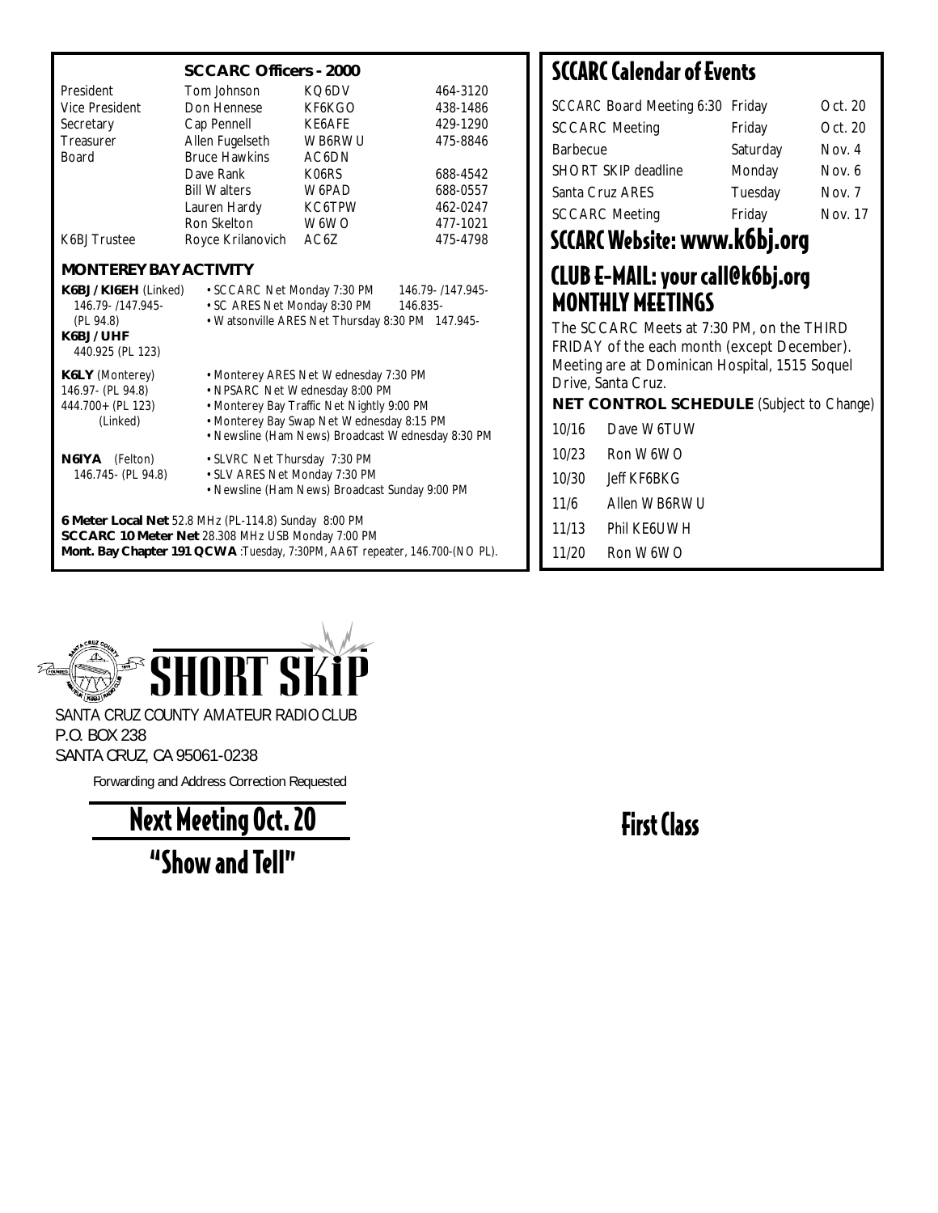## SCCARC Officers - 2000

| | | | |
|---|---|---|---|
| President | Tom Johnson | KQ6DV | 464-3120 |
| Vice President | Don Hennese | KF6KGO | 438-1486 |
| Secretary | Cap Pennell | KE6AFE | 429-1290 |
| Treasurer | Allen Fugelseth | WB6RWU | 475-8846 |
| Board | Bruce Hawkins | AC6DN | |
| | Dave Rank | K06RS | 688-4542 |
| | Bill Walters | W6PAD | 688-0557 |
| | Lauren Hardy | KC6TPW | 462-0247 |
| | Ron Skelton | W6WO | 477-1021 |
| K6BJ Trustee | Royce Krilanovich | AC6Z | 475-4798 |

### MONTEREY BAY ACTIVITY

**K6BJ/KI6EH** (Linked)
146.79- /147.945-
(PL 94.8)
**K6BJ/UHF**
440.925 (PL 123)

- SCCARC Net Monday 7:30 PM 146.79- /147.945-
- SC ARES Net Monday 8:30 PM 146.835-
- Watsonville ARES Net Thursday 8:30 PM 147.945-

**K6LY** (Monterey)
146.97- (PL 94.8)
444.700+ (PL 123)
(Linked)

- Monterey ARES Net Wednesday 7:30 PM
- NPSARC Net Wednesday 8:00 PM
- Monterey Bay Traffic Net Nightly 9:00 PM
- Monterey Bay Swap Net Wednesday 8:15 PM
- Newsline (Ham News) Broadcast Wednesday 8:30 PM

**N6IYA** (Felton)
146.745- (PL 94.8)

- SLVRC Net Thursday 7:30 PM
- SLV ARES Net Monday 7:30 PM
- Newsline (Ham News) Broadcast Sunday 9:00 PM

**6 Meter Local Net** 52.8 MHz (PL-114.8) Sunday 8:00 PM
**SCCARC 10 Meter Net** 28.308 MHz USB Monday 7:00 PM
**Mont. Bay Chapter 191 QCWA** :Tuesday, 7:30PM, AA6T repeater, 146.700-(NO PL).

## SCCARC Calendar of Events

| | | |
|---|---|---|
| SCCARC Board Meeting 6:30 | Friday | Oct. 20 |
| SCCARC Meeting | Friday | Oct. 20 |
| Barbecue | Saturday | Nov. 4 |
| SHORT SKIP deadline | Monday | Nov. 6 |
| Santa Cruz ARES | Tuesday | Nov. 7 |
| SCCARC Meeting | Friday | Nov. 17 |

## SCCARC Website: www.k6bj.org

## CLUB E-MAIL: your call@k6bj.org

## MONTHLY MEETINGS

The SCCARC Meets at 7:30 PM, on the THIRD FRIDAY of the each month (except December). Meeting are at Dominican Hospital, 1515 Soquel Drive, Santa Cruz.

**NET CONTROL SCHEDULE** (Subject to Change)

| | |
|---|---|
| 10/16 | Dave W6TUW |
| 10/23 | Ron W6WO |
| 10/30 | Jeff KF6BKG |
| 11/6 | Allen WB6RWU |
| 11/13 | Phil KE6UWH |
| 11/20 | Ron W6WO |

# SHORT SKIP

SANTA CRUZ COUNTY AMATEUR RADIO CLUB
P.O. BOX 238
SANTA CRUZ, CA 95061-0238

Forwarding and Address Correction Requested

## Next Meeting Oct. 20

## "Show and Tell"

**First Class**